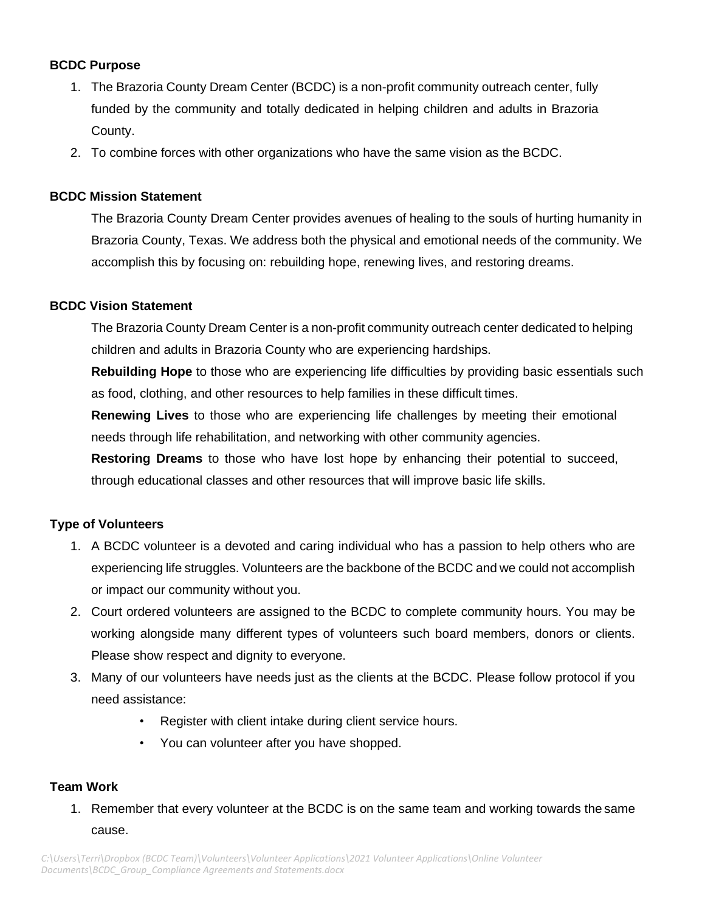**BCDC Purpose**

1. The Brazoria County Dream Center (BCDC) is a non-profit community outreach center, fully funded by the community and totally dedicated in helping children and adults in Brazoria County.
2. To combine forces with other organizations who have the same vision as the BCDC.

**BCDC Mission Statement**

The Brazoria County Dream Center provides avenues of healing to the souls of hurting humanity in Brazoria County, Texas. We address both the physical and emotional needs of the community. We accomplish this by focusing on: rebuilding hope, renewing lives, and restoring dreams.

**BCDC Vision Statement**

The Brazoria County Dream Center is a non-profit community outreach center dedicated to helping children and adults in Brazoria County who are experiencing hardships.

**Rebuilding Hope** to those who are experiencing life difficulties by providing basic essentials such as food, clothing, and other resources to help families in these difficult times.

**Renewing Lives** to those who are experiencing life challenges by meeting their emotional needs through life rehabilitation, and networking with other community agencies.

**Restoring Dreams** to those who have lost hope by enhancing their potential to succeed, through educational classes and other resources that will improve basic life skills.

**Type of Volunteers**

1. A BCDC volunteer is a devoted and caring individual who has a passion to help others who are experiencing life struggles. Volunteers are the backbone of the BCDC and we could not accomplish or impact our community without you.
2. Court ordered volunteers are assigned to the BCDC to complete community hours. You may be working alongside many different types of volunteers such board members, donors or clients. Please show respect and dignity to everyone.
3. Many of our volunteers have needs just as the clients at the BCDC. Please follow protocol if you need assistance:
    - Register with client intake during client service hours.
    - You can volunteer after you have shopped.

**Team Work**

1. Remember that every volunteer at the BCDC is on the same team and working towards the same cause.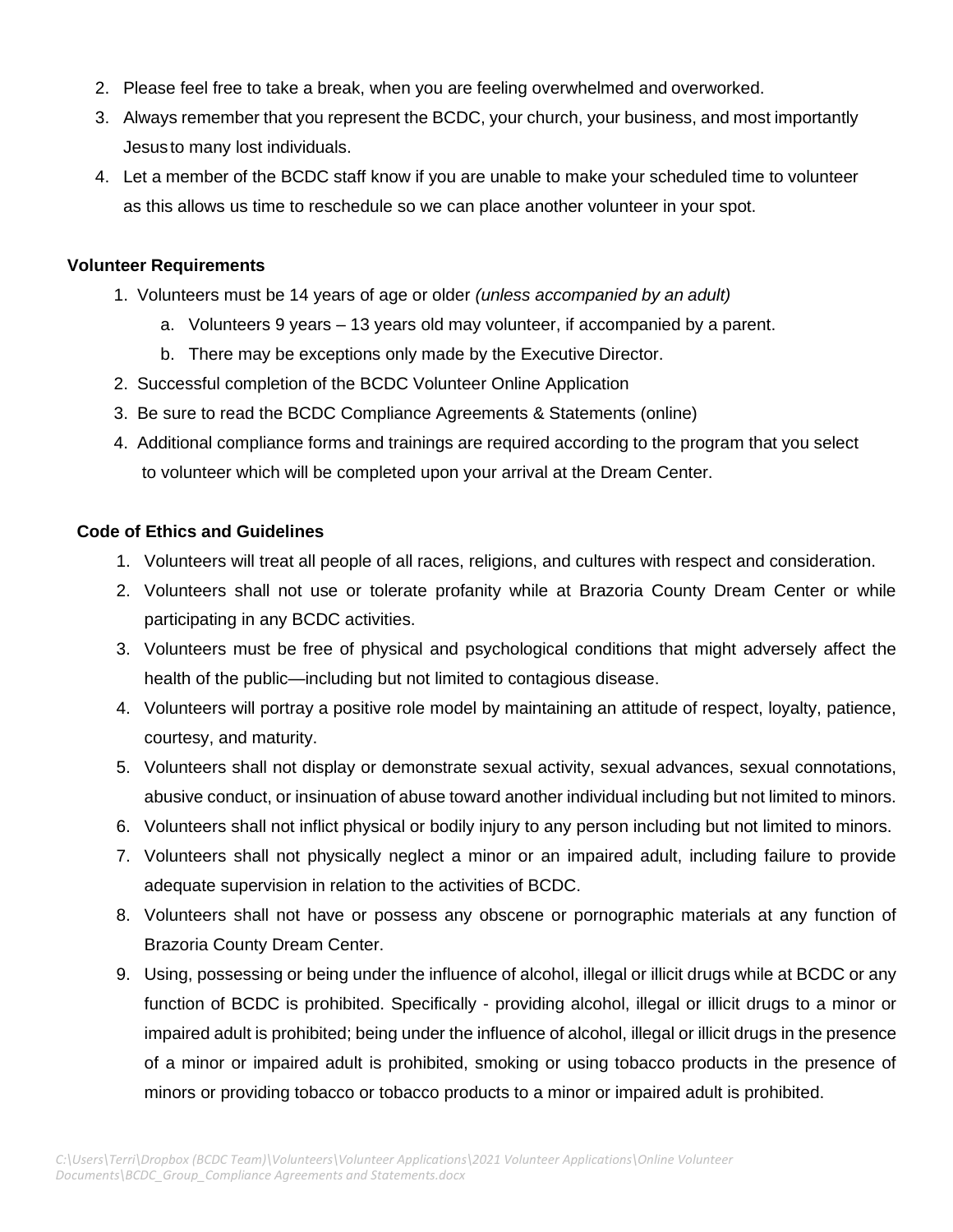2. Please feel free to take a break, when you are feeling overwhelmed and overworked.
3. Always remember that you represent the BCDC, your church, your business, and most importantly Jesus to many lost individuals.
4. Let a member of the BCDC staff know if you are unable to make your scheduled time to volunteer as this allows us time to reschedule so we can place another volunteer in your spot.

**Volunteer Requirements**

1. Volunteers must be 14 years of age or older *(unless accompanied by an adult)*
   a. Volunteers 9 years – 13 years old may volunteer, if accompanied by a parent.
   b. There may be exceptions only made by the Executive Director.
2. Successful completion of the BCDC Volunteer Online Application
3. Be sure to read the BCDC Compliance Agreements & Statements (online)
4. Additional compliance forms and trainings are required according to the program that you select to volunteer which will be completed upon your arrival at the Dream Center.

**Code of Ethics and Guidelines**

1. Volunteers will treat all people of all races, religions, and cultures with respect and consideration.
2. Volunteers shall not use or tolerate profanity while at Brazoria County Dream Center or while participating in any BCDC activities.
3. Volunteers must be free of physical and psychological conditions that might adversely affect the health of the public—including but not limited to contagious disease.
4. Volunteers will portray a positive role model by maintaining an attitude of respect, loyalty, patience, courtesy, and maturity.
5. Volunteers shall not display or demonstrate sexual activity, sexual advances, sexual connotations, abusive conduct, or insinuation of abuse toward another individual including but not limited to minors.
6. Volunteers shall not inflict physical or bodily injury to any person including but not limited to minors.
7. Volunteers shall not physically neglect a minor or an impaired adult, including failure to provide adequate supervision in relation to the activities of BCDC.
8. Volunteers shall not have or possess any obscene or pornographic materials at any function of Brazoria County Dream Center.
9. Using, possessing or being under the influence of alcohol, illegal or illicit drugs while at BCDC or any function of BCDC is prohibited. Specifically - providing alcohol, illegal or illicit drugs to a minor or impaired adult is prohibited; being under the influence of alcohol, illegal or illicit drugs in the presence of a minor or impaired adult is prohibited, smoking or using tobacco products in the presence of minors or providing tobacco or tobacco products to a minor or impaired adult is prohibited.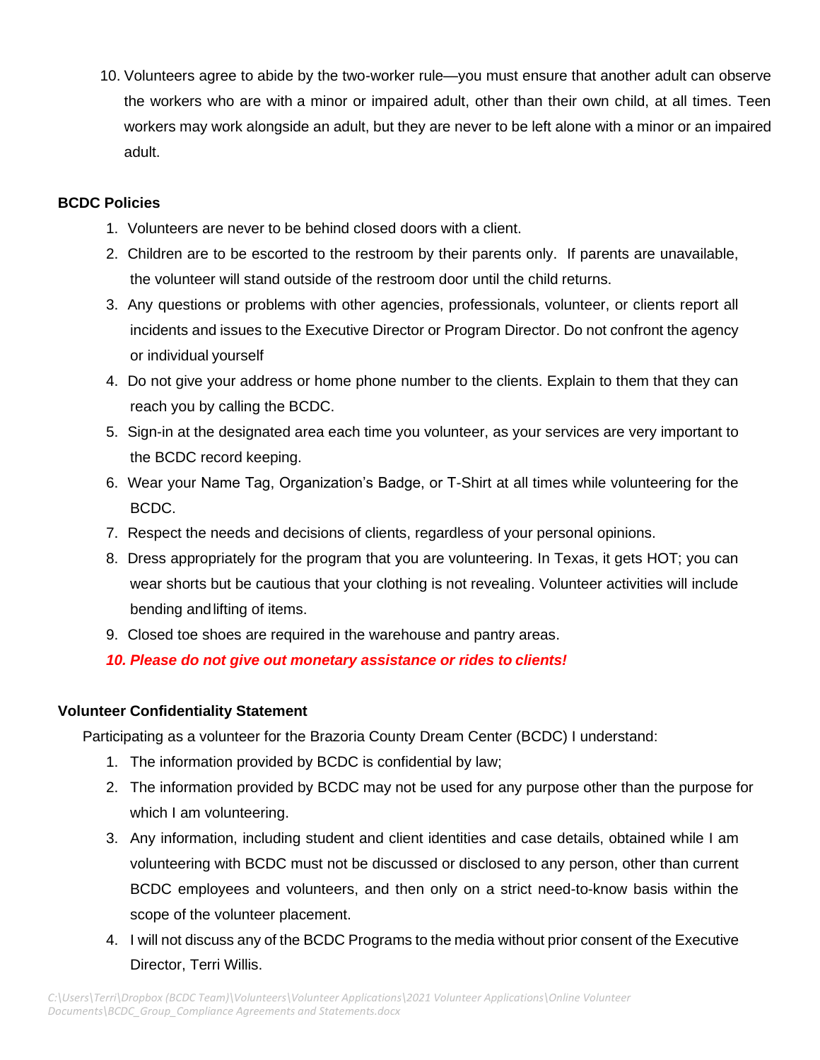10. Volunteers agree to abide by the two-worker rule—you must ensure that another adult can observe the workers who are with a minor or impaired adult, other than their own child, at all times. Teen workers may work alongside an adult, but they are never to be left alone with a minor or an impaired adult.

**BCDC Policies**

1. Volunteers are never to be behind closed doors with a client.
2. Children are to be escorted to the restroom by their parents only. If parents are unavailable, the volunteer will stand outside of the restroom door until the child returns.
3. Any questions or problems with other agencies, professionals, volunteer, or clients report all incidents and issues to the Executive Director or Program Director. Do not confront the agency or individual yourself
4. Do not give your address or home phone number to the clients. Explain to them that they can reach you by calling the BCDC.
5. Sign-in at the designated area each time you volunteer, as your services are very important to the BCDC record keeping.
6. Wear your Name Tag, Organization's Badge, or T-Shirt at all times while volunteering for the BCDC.
7. Respect the needs and decisions of clients, regardless of your personal opinions.
8. Dress appropriately for the program that you are volunteering. In Texas, it gets HOT; you can wear shorts but be cautious that your clothing is not revealing. Volunteer activities will include bending and lifting of items.
9. Closed toe shoes are required in the warehouse and pantry areas.
10. ***Please do not give out monetary assistance or rides to clients!***

**Volunteer Confidentiality Statement**

Participating as a volunteer for the Brazoria County Dream Center (BCDC) I understand:

1. The information provided by BCDC is confidential by law;
2. The information provided by BCDC may not be used for any purpose other than the purpose for which I am volunteering.
3. Any information, including student and client identities and case details, obtained while I am volunteering with BCDC must not be discussed or disclosed to any person, other than current BCDC employees and volunteers, and then only on a strict need-to-know basis within the scope of the volunteer placement.
4. I will not discuss any of the BCDC Programs to the media without prior consent of the Executive Director, Terri Willis.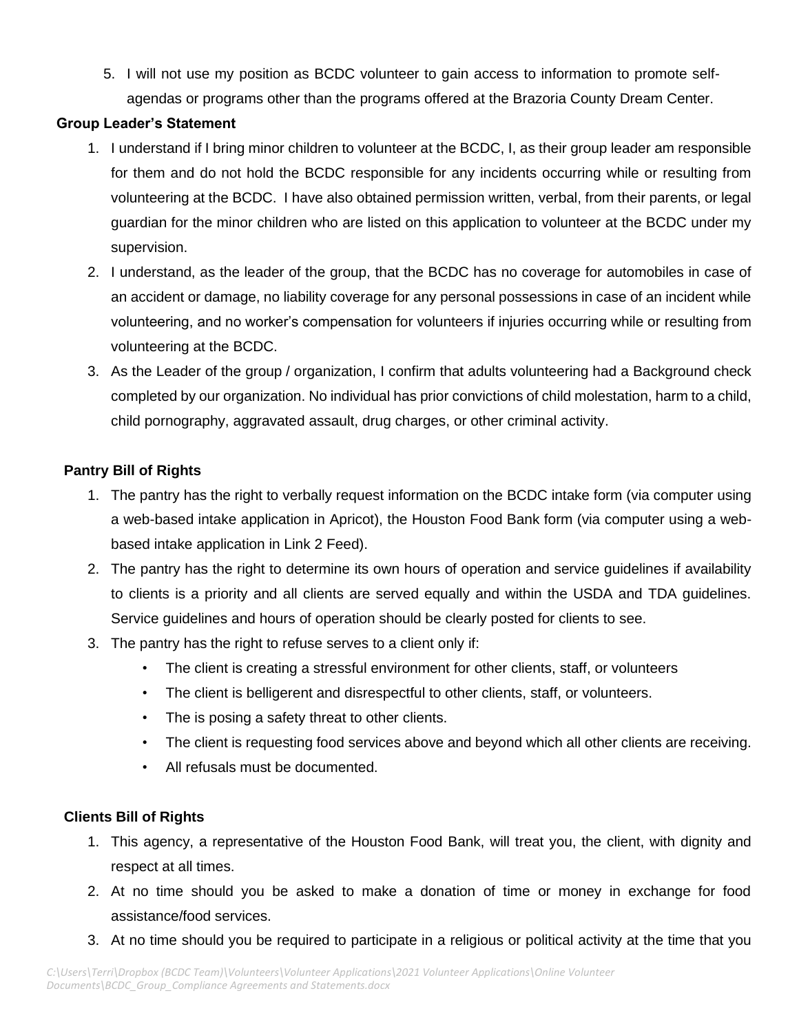5. I will not use my position as BCDC volunteer to gain access to information to promote self-agendas or programs other than the programs offered at the Brazoria County Dream Center.

**Group Leader's Statement**

1. I understand if I bring minor children to volunteer at the BCDC, I, as their group leader am responsible for them and do not hold the BCDC responsible for any incidents occurring while or resulting from volunteering at the BCDC. I have also obtained permission written, verbal, from their parents, or legal guardian for the minor children who are listed on this application to volunteer at the BCDC under my supervision.
2. I understand, as the leader of the group, that the BCDC has no coverage for automobiles in case of an accident or damage, no liability coverage for any personal possessions in case of an incident while volunteering, and no worker's compensation for volunteers if injuries occurring while or resulting from volunteering at the BCDC.
3. As the Leader of the group / organization, I confirm that adults volunteering had a Background check completed by our organization. No individual has prior convictions of child molestation, harm to a child, child pornography, aggravated assault, drug charges, or other criminal activity.

**Pantry Bill of Rights**

1. The pantry has the right to verbally request information on the BCDC intake form (via computer using a web-based intake application in Apricot), the Houston Food Bank form (via computer using a web-based intake application in Link 2 Feed).
2. The pantry has the right to determine its own hours of operation and service guidelines if availability to clients is a priority and all clients are served equally and within the USDA and TDA guidelines. Service guidelines and hours of operation should be clearly posted for clients to see.
3. The pantry has the right to refuse serves to a client only if:
   - The client is creating a stressful environment for other clients, staff, or volunteers
   - The client is belligerent and disrespectful to other clients, staff, or volunteers.
   - The is posing a safety threat to other clients.
   - The client is requesting food services above and beyond which all other clients are receiving.
   - All refusals must be documented.

**Clients Bill of Rights**

1. This agency, a representative of the Houston Food Bank, will treat you, the client, with dignity and respect at all times.
2. At no time should you be asked to make a donation of time or money in exchange for food assistance/food services.
3. At no time should you be required to participate in a religious or political activity at the time that you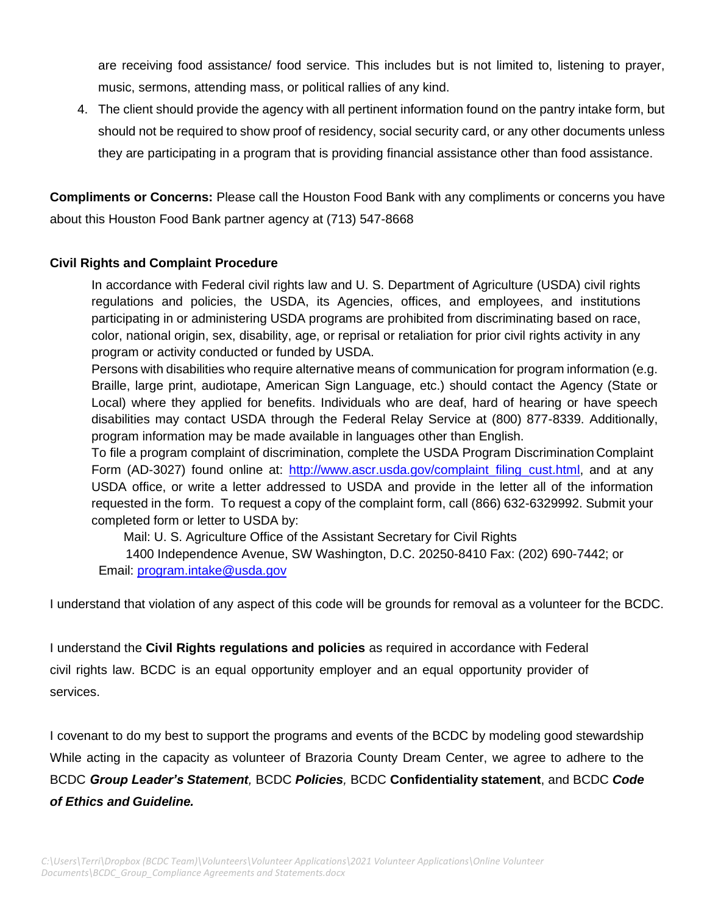are receiving food assistance/ food service. This includes but is not limited to, listening to prayer, music, sermons, attending mass, or political rallies of any kind.

4. The client should provide the agency with all pertinent information found on the pantry intake form, but should not be required to show proof of residency, social security card, or any other documents unless they are participating in a program that is providing financial assistance other than food assistance.

**Compliments or Concerns:** Please call the Houston Food Bank with any compliments or concerns you have about this Houston Food Bank partner agency at (713) 547-8668

**Civil Rights and Complaint Procedure**

In accordance with Federal civil rights law and U. S. Department of Agriculture (USDA) civil rights regulations and policies, the USDA, its Agencies, offices, and employees, and institutions participating in or administering USDA programs are prohibited from discriminating based on race, color, national origin, sex, disability, age, or reprisal or retaliation for prior civil rights activity in any program or activity conducted or funded by USDA.

Persons with disabilities who require alternative means of communication for program information (e.g. Braille, large print, audiotape, American Sign Language, etc.) should contact the Agency (State or Local) where they applied for benefits. Individuals who are deaf, hard of hearing or have speech disabilities may contact USDA through the Federal Relay Service at (800) 877-8339. Additionally, program information may be made available in languages other than English.

To file a program complaint of discrimination, complete the USDA Program Discrimination Complaint Form (AD-3027) found online at: http://www.ascr.usda.gov/complaint_filing_cust.html, and at any USDA office, or write a letter addressed to USDA and provide in the letter all of the information requested in the form. To request a copy of the complaint form, call (866) 632-6329992. Submit your completed form or letter to USDA by:

Mail: U. S. Agriculture Office of the Assistant Secretary for Civil Rights
1400 Independence Avenue, SW Washington, D.C. 20250-8410 Fax: (202) 690-7442; or
Email: program.intake@usda.gov

I understand that violation of any aspect of this code will be grounds for removal as a volunteer for the BCDC.

I understand the **Civil Rights regulations and policies** as required in accordance with Federal civil rights law. BCDC is an equal opportunity employer and an equal opportunity provider of services.

I covenant to do my best to support the programs and events of the BCDC by modeling good stewardship While acting in the capacity as volunteer of Brazoria County Dream Center, we agree to adhere to the BCDC ***Group Leader's Statement***, BCDC ***Policies***, BCDC **Confidentiality statement**, and BCDC ***Code of Ethics and Guideline.***

*C:\Users\Terri\Dropbox (BCDC Team)\Volunteers\Volunteer Applications\2021 Volunteer Applications\Online Volunteer Documents\BCDC_Group_Compliance Agreements and Statements.docx*